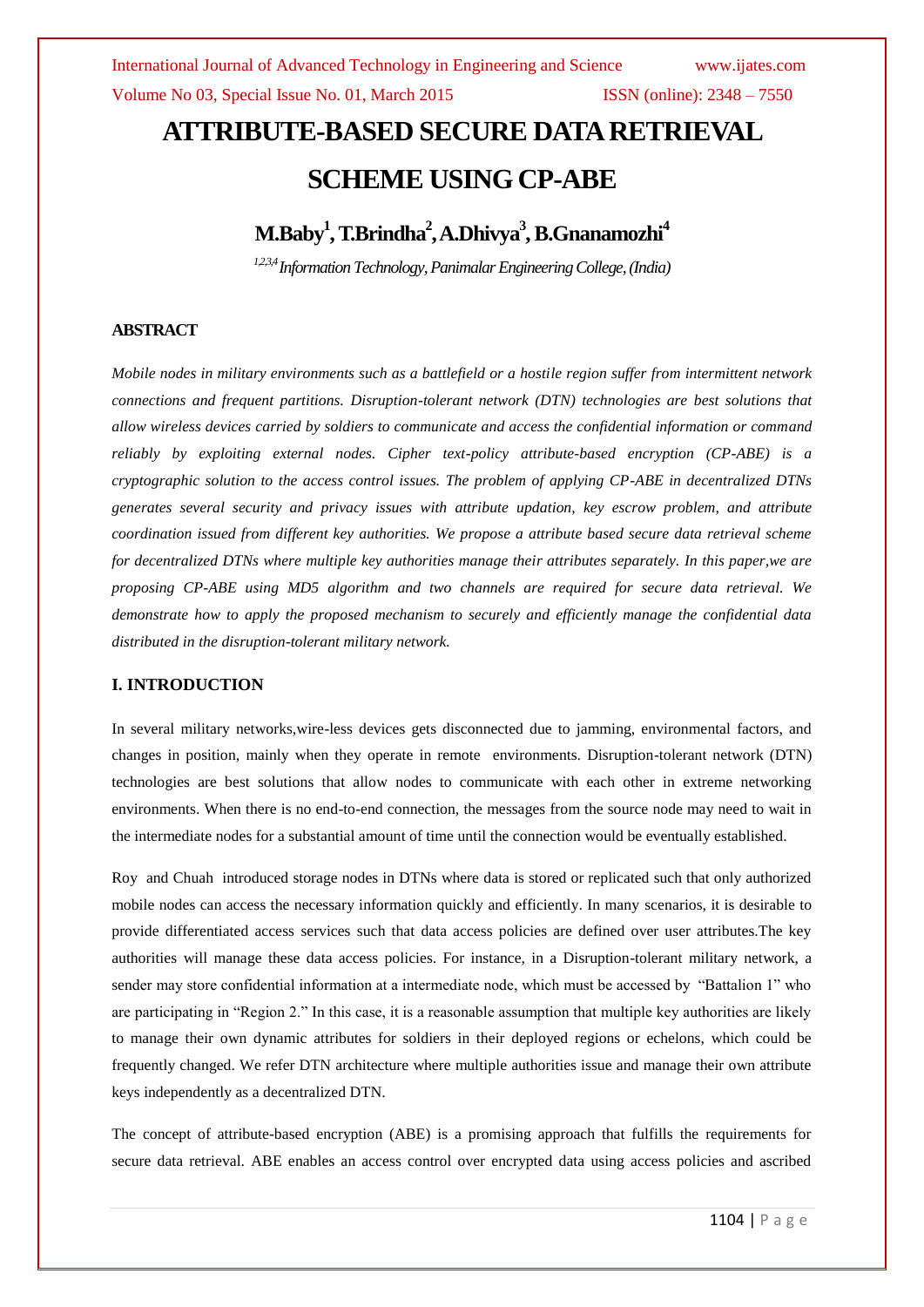# ATTRIBUTE-BASED SECURE DATA RETRIEVAL SCHEME USING CP-ABE

**M.Baby[1], T.Brindha[2], A.Dhivya[3], B.Gnanamozhi[4]**

*[1,2,3,4] Information Technology, Panimalar Engineering College, (India)*

## ABSTRACT

*Mobile nodes in military environments such as a battlefield or a hostile region suffer from intermittent network connections and frequent partitions. Disruption-tolerant network (DTN) technologies are best solutions that allow wireless devices carried by soldiers to communicate and access the confidential information or command reliably by exploiting external nodes. Cipher text-policy attribute-based encryption (CP-ABE) is a cryptographic solution to the access control issues. The problem of applying CP-ABE in decentralized DTNs generates several security and privacy issues with attribute updation, key escrow problem, and attribute coordination issued from different key authorities. We propose a attribute based secure data retrieval scheme for decentralized DTNs where multiple key authorities manage their attributes separately. In this paper,we are proposing CP-ABE using MD5 algorithm and two channels are required for secure data retrieval. We demonstrate how to apply the proposed mechanism to securely and efficiently manage the confidential data distributed in the disruption-tolerant military network.*

## I. INTRODUCTION

In several military networks,wire-less devices gets disconnected due to jamming, environmental factors, and changes in position, mainly when they operate in remote environments. Disruption-tolerant network (DTN) technologies are best solutions that allow nodes to communicate with each other in extreme networking environments. When there is no end-to-end connection, the messages from the source node may need to wait in the intermediate nodes for a substantial amount of time until the connection would be eventually established.

Roy and Chuah introduced storage nodes in DTNs where data is stored or replicated such that only authorized mobile nodes can access the necessary information quickly and efficiently. In many scenarios, it is desirable to provide differentiated access services such that data access policies are defined over user attributes.The key authorities will manage these data access policies. For instance, in a Disruption-tolerant military network, a sender may store confidential information at a intermediate node, which must be accessed by "Battalion 1" who are participating in "Region 2." In this case, it is a reasonable assumption that multiple key authorities are likely to manage their own dynamic attributes for soldiers in their deployed regions or echelons, which could be frequently changed. We refer DTN architecture where multiple authorities issue and manage their own attribute keys independently as a decentralized DTN.

The concept of attribute-based encryption (ABE) is a promising approach that fulfills the requirements for secure data retrieval. ABE enables an access control over encrypted data using access policies and ascribed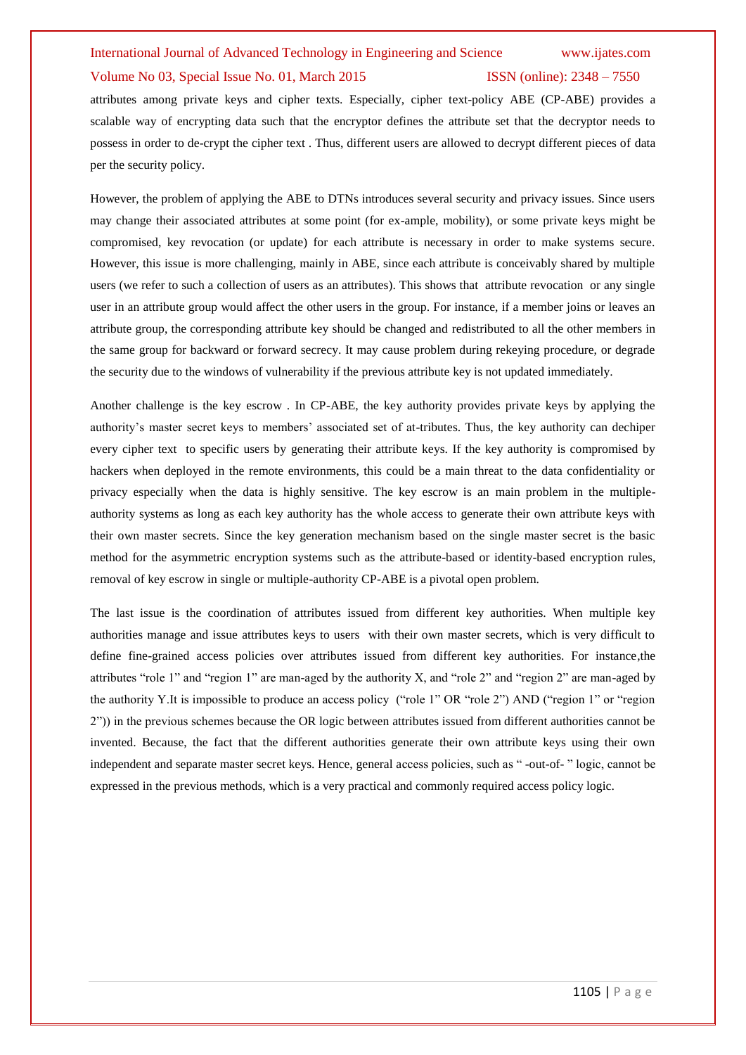attributes among private keys and cipher texts. Especially, cipher text-policy ABE (CP-ABE) provides a scalable way of encrypting data such that the encryptor defines the attribute set that the decryptor needs to possess in order to de-crypt the cipher text . Thus, different users are allowed to decrypt different pieces of data per the security policy.

However, the problem of applying the ABE to DTNs introduces several security and privacy issues. Since users may change their associated attributes at some point (for ex-ample, mobility), or some private keys might be compromised, key revocation (or update) for each attribute is necessary in order to make systems secure. However, this issue is more challenging, mainly in ABE, since each attribute is conceivably shared by multiple users (we refer to such a collection of users as an attributes). This shows that attribute revocation or any single user in an attribute group would affect the other users in the group. For instance, if a member joins or leaves an attribute group, the corresponding attribute key should be changed and redistributed to all the other members in the same group for backward or forward secrecy. It may cause problem during rekeying procedure, or degrade the security due to the windows of vulnerability if the previous attribute key is not updated immediately.

Another challenge is the key escrow . In CP-ABE, the key authority provides private keys by applying the authority's master secret keys to members' associated set of at-tributes. Thus, the key authority can dechiper every cipher text to specific users by generating their attribute keys. If the key authority is compromised by hackers when deployed in the remote environments, this could be a main threat to the data confidentiality or privacy especially when the data is highly sensitive. The key escrow is an main problem in the multiple-authority systems as long as each key authority has the whole access to generate their own attribute keys with their own master secrets. Since the key generation mechanism based on the single master secret is the basic method for the asymmetric encryption systems such as the attribute-based or identity-based encryption rules, removal of key escrow in single or multiple-authority CP-ABE is a pivotal open problem.

The last issue is the coordination of attributes issued from different key authorities. When multiple key authorities manage and issue attributes keys to users with their own master secrets, which is very difficult to define fine-grained access policies over attributes issued from different key authorities. For instance,the attributes "role 1" and "region 1" are man-aged by the authority X, and "role 2" and "region 2" are man-aged by the authority Y.It is impossible to produce an access policy ("role 1" OR "role 2") AND ("region 1" or "region 2")) in the previous schemes because the OR logic between attributes issued from different authorities cannot be invented. Because, the fact that the different authorities generate their own attribute keys using their own independent and separate master secret keys. Hence, general access policies, such as " -out-of- " logic, cannot be expressed in the previous methods, which is a very practical and commonly required access policy logic.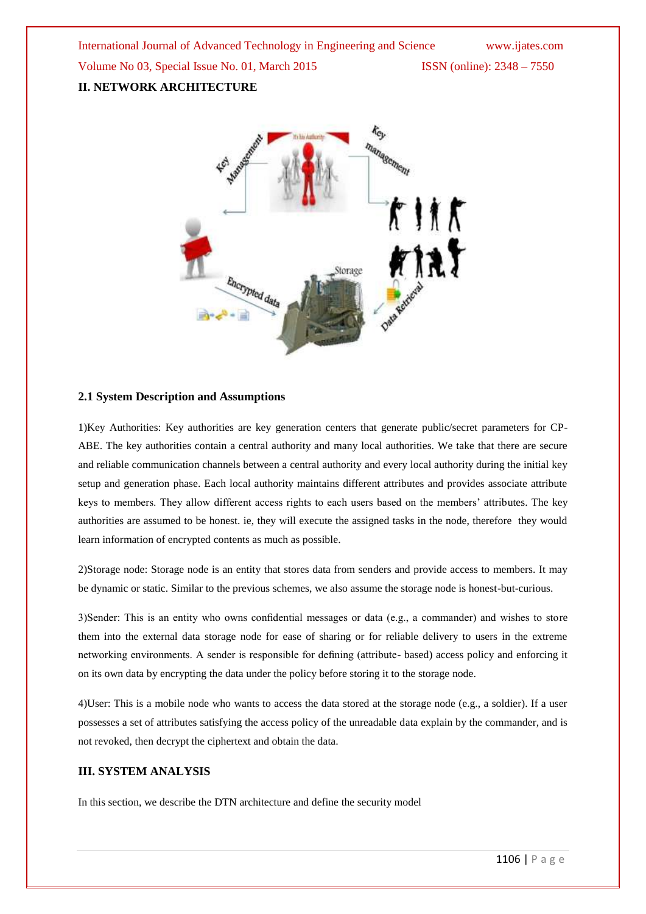## II. NETWORK ARCHITECTURE

### 2.1 System Description and Assumptions

1)Key Authorities: Key authorities are key generation centers that generate public/secret parameters for CP-ABE. The key authorities contain a central authority and many local authorities. We take that there are secure and reliable communication channels between a central authority and every local authority during the initial key setup and generation phase. Each local authority maintains different attributes and provides associate attribute keys to members. They allow different access rights to each users based on the members' attributes. The key authorities are assumed to be honest. ie, they will execute the assigned tasks in the node, therefore they would learn information of encrypted contents as much as possible.

2)Storage node: Storage node is an entity that stores data from senders and provide access to members. It may be dynamic or static. Similar to the previous schemes, we also assume the storage node is honest-but-curious.

3)Sender: This is an entity who owns confidential messages or data (e.g., a commander) and wishes to store them into the external data storage node for ease of sharing or for reliable delivery to users in the extreme networking environments. A sender is responsible for defining (attribute- based) access policy and enforcing it on its own data by encrypting the data under the policy before storing it to the storage node.

4)User: This is a mobile node who wants to access the data stored at the storage node (e.g., a soldier). If a user possesses a set of attributes satisfying the access policy of the unreadable data explain by the commander, and is not revoked, then decrypt the ciphertext and obtain the data.

## III. SYSTEM ANALYSIS

In this section, we describe the DTN architecture and define the security model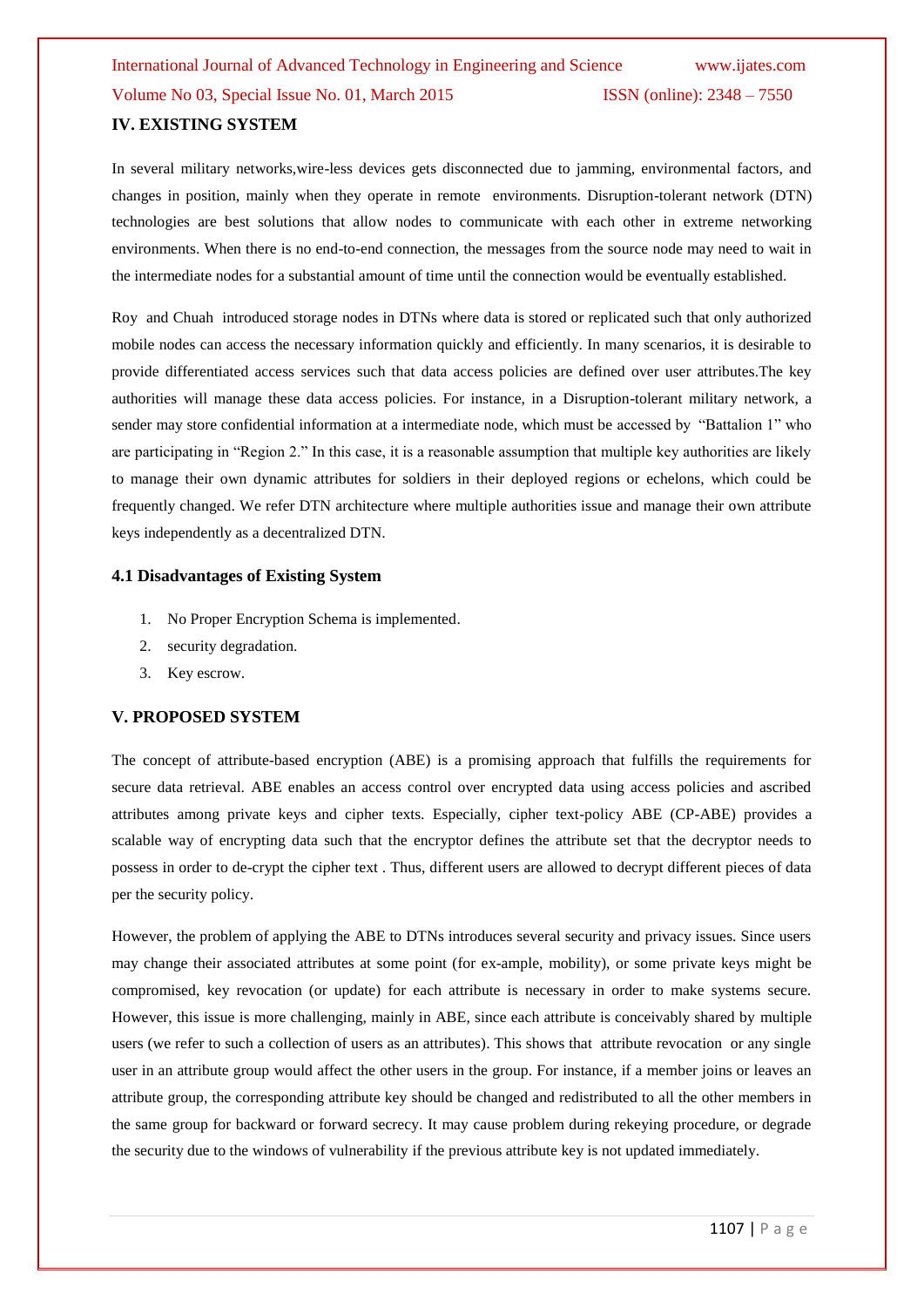## IV. EXISTING SYSTEM

In several military networks,wire-less devices gets disconnected due to jamming, environmental factors, and changes in position, mainly when they operate in remote environments. Disruption-tolerant network (DTN) technologies are best solutions that allow nodes to communicate with each other in extreme networking environments. When there is no end-to-end connection, the messages from the source node may need to wait in the intermediate nodes for a substantial amount of time until the connection would be eventually established.

Roy and Chuah introduced storage nodes in DTNs where data is stored or replicated such that only authorized mobile nodes can access the necessary information quickly and efficiently. In many scenarios, it is desirable to provide differentiated access services such that data access policies are defined over user attributes.The key authorities will manage these data access policies. For instance, in a Disruption-tolerant military network, a sender may store confidential information at a intermediate node, which must be accessed by "Battalion 1" who are participating in "Region 2." In this case, it is a reasonable assumption that multiple key authorities are likely to manage their own dynamic attributes for soldiers in their deployed regions or echelons, which could be frequently changed. We refer DTN architecture where multiple authorities issue and manage their own attribute keys independently as a decentralized DTN.

### 4.1 Disadvantages of Existing System

1. No Proper Encryption Schema is implemented.
2. security degradation.
3. Key escrow.

## V. PROPOSED SYSTEM

The concept of attribute-based encryption (ABE) is a promising approach that fulfills the requirements for secure data retrieval. ABE enables an access control over encrypted data using access policies and ascribed attributes among private keys and cipher texts. Especially, cipher text-policy ABE (CP-ABE) provides a scalable way of encrypting data such that the encryptor defines the attribute set that the decryptor needs to possess in order to de-crypt the cipher text . Thus, different users are allowed to decrypt different pieces of data per the security policy.

However, the problem of applying the ABE to DTNs introduces several security and privacy issues. Since users may change their associated attributes at some point (for ex-ample, mobility), or some private keys might be compromised, key revocation (or update) for each attribute is necessary in order to make systems secure. However, this issue is more challenging, mainly in ABE, since each attribute is conceivably shared by multiple users (we refer to such a collection of users as an attributes). This shows that attribute revocation or any single user in an attribute group would affect the other users in the group. For instance, if a member joins or leaves an attribute group, the corresponding attribute key should be changed and redistributed to all the other members in the same group for backward or forward secrecy. It may cause problem during rekeying procedure, or degrade the security due to the windows of vulnerability if the previous attribute key is not updated immediately.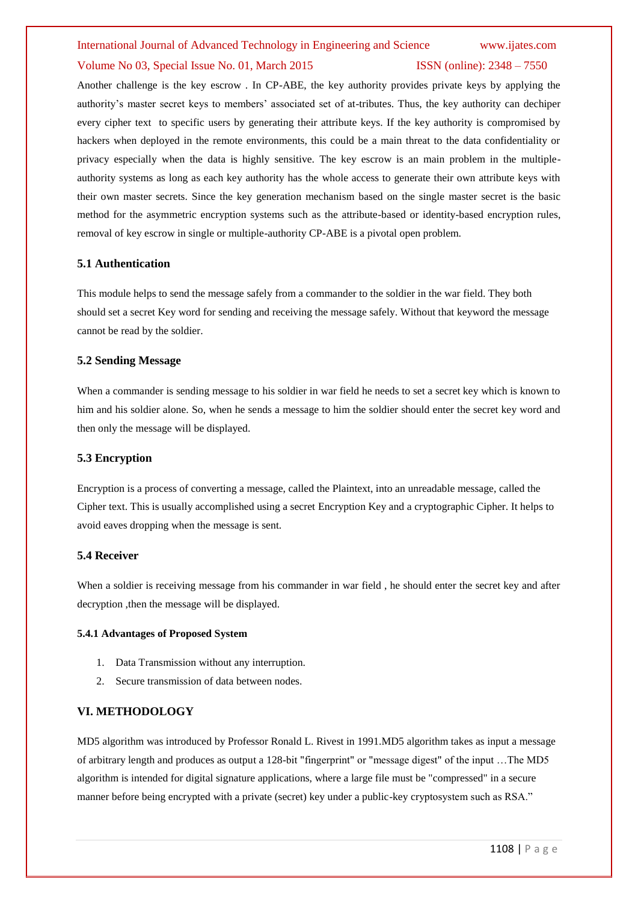Another challenge is the key escrow . In CP-ABE, the key authority provides private keys by applying the authority's master secret keys to members' associated set of at-tributes. Thus, the key authority can decipher every cipher text to specific users by generating their attribute keys. If the key authority is compromised by hackers when deployed in the remote environments, this could be a main threat to the data confidentiality or privacy especially when the data is highly sensitive. The key escrow is an main problem in the multiple-authority systems as long as each key authority has the whole access to generate their own attribute keys with their own master secrets. Since the key generation mechanism based on the single master secret is the basic method for the asymmetric encryption systems such as the attribute-based or identity-based encryption rules, removal of key escrow in single or multiple-authority CP-ABE is a pivotal open problem.

### 5.1 Authentication

This module helps to send the message safely from a commander to the soldier in the war field. They both should set a secret Key word for sending and receiving the message safely. Without that keyword the message cannot be read by the soldier.

### 5.2 Sending Message

When a commander is sending message to his soldier in war field he needs to set a secret key which is known to him and his soldier alone. So, when he sends a message to him the soldier should enter the secret key word and then only the message will be displayed.

### 5.3 Encryption

Encryption is a process of converting a message, called the Plaintext, into an unreadable message, called the Cipher text. This is usually accomplished using a secret Encryption Key and a cryptographic Cipher. It helps to avoid eaves dropping when the message is sent.

### 5.4 Receiver

When a soldier is receiving message from his commander in war field , he should enter the secret key and after decryption ,then the message will be displayed.

#### 5.4.1 Advantages of Proposed System

1. Data Transmission without any interruption.
2. Secure transmission of data between nodes.

## VI. METHODOLOGY

MD5 algorithm was introduced by Professor Ronald L. Rivest in 1991.MD5 algorithm takes as input a message of arbitrary length and produces as output a 128-bit "fingerprint" or "message digest" of the input …The MD5 algorithm is intended for digital signature applications, where a large file must be "compressed" in a secure manner before being encrypted with a private (secret) key under a public-key cryptosystem such as RSA."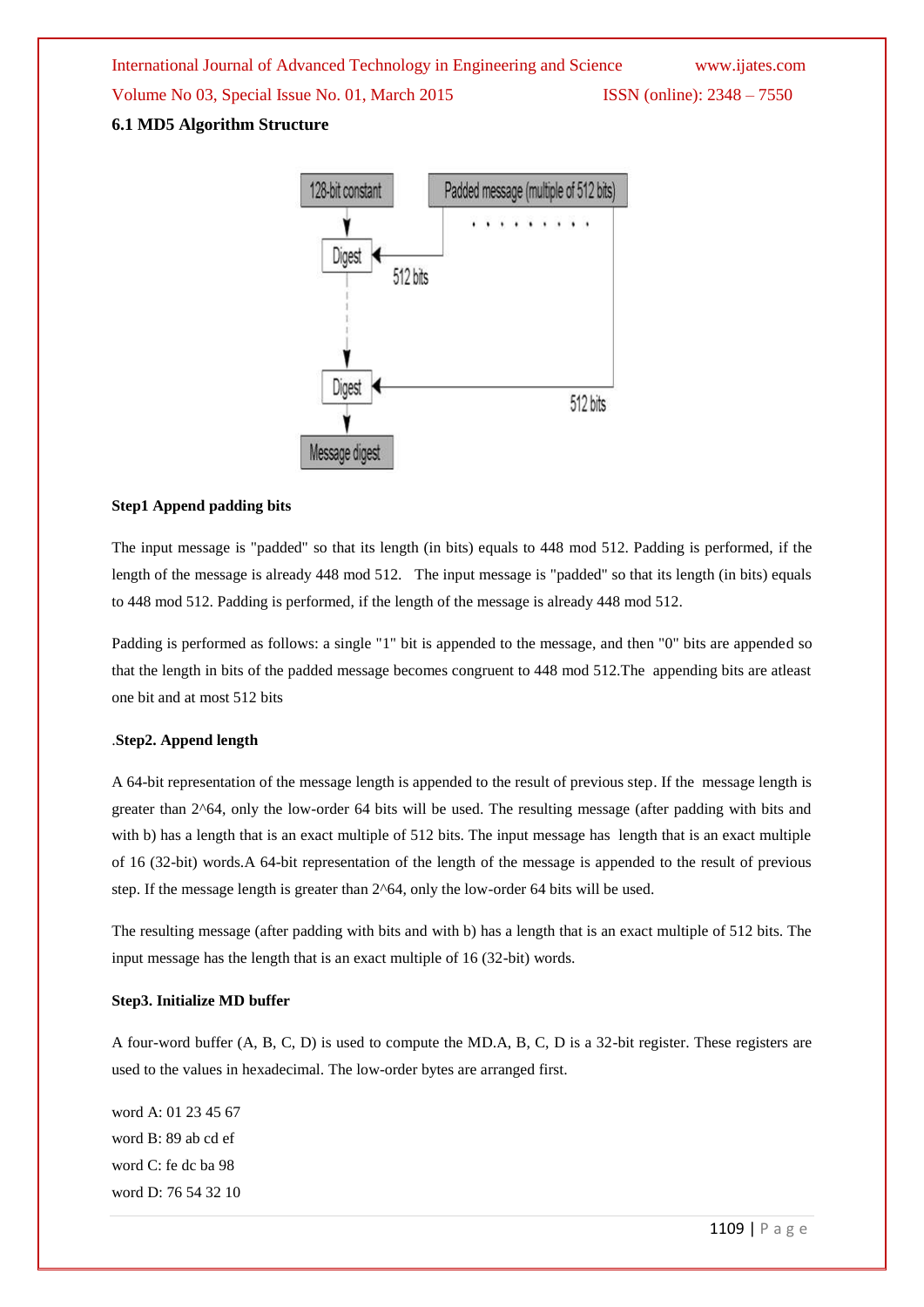### 6.1 MD5 Algorithm Structure

**Step1 Append padding bits**

The input message is "padded" so that its length (in bits) equals to 448 mod 512. Padding is performed, if the length of the message is already 448 mod 512. The input message is "padded" so that its length (in bits) equals to 448 mod 512. Padding is performed, if the length of the message is already 448 mod 512.

Padding is performed as follows: a single "1" bit is appended to the message, and then "0" bits are appended so that the length in bits of the padded message becomes congruent to 448 mod 512.The appending bits are atleast one bit and at most 512 bits

.**Step2. Append length**

A 64-bit representation of the message length is appended to the result of previous step. If the message length is greater than 2^64, only the low-order 64 bits will be used. The resulting message (after padding with bits and with b) has a length that is an exact multiple of 512 bits. The input message has length that is an exact multiple of 16 (32-bit) words.A 64-bit representation of the length of the message is appended to the result of previous step. If the message length is greater than 2^64, only the low-order 64 bits will be used.

The resulting message (after padding with bits and with b) has a length that is an exact multiple of 512 bits. The input message has the length that is an exact multiple of 16 (32-bit) words.

**Step3. Initialize MD buffer**

A four-word buffer (A, B, C, D) is used to compute the MD.A, B, C, D is a 32-bit register. These registers are used to the values in hexadecimal. The low-order bytes are arranged first.

word A: 01 23 45 67
word B: 89 ab cd ef
word C: fe dc ba 98
word D: 76 54 32 10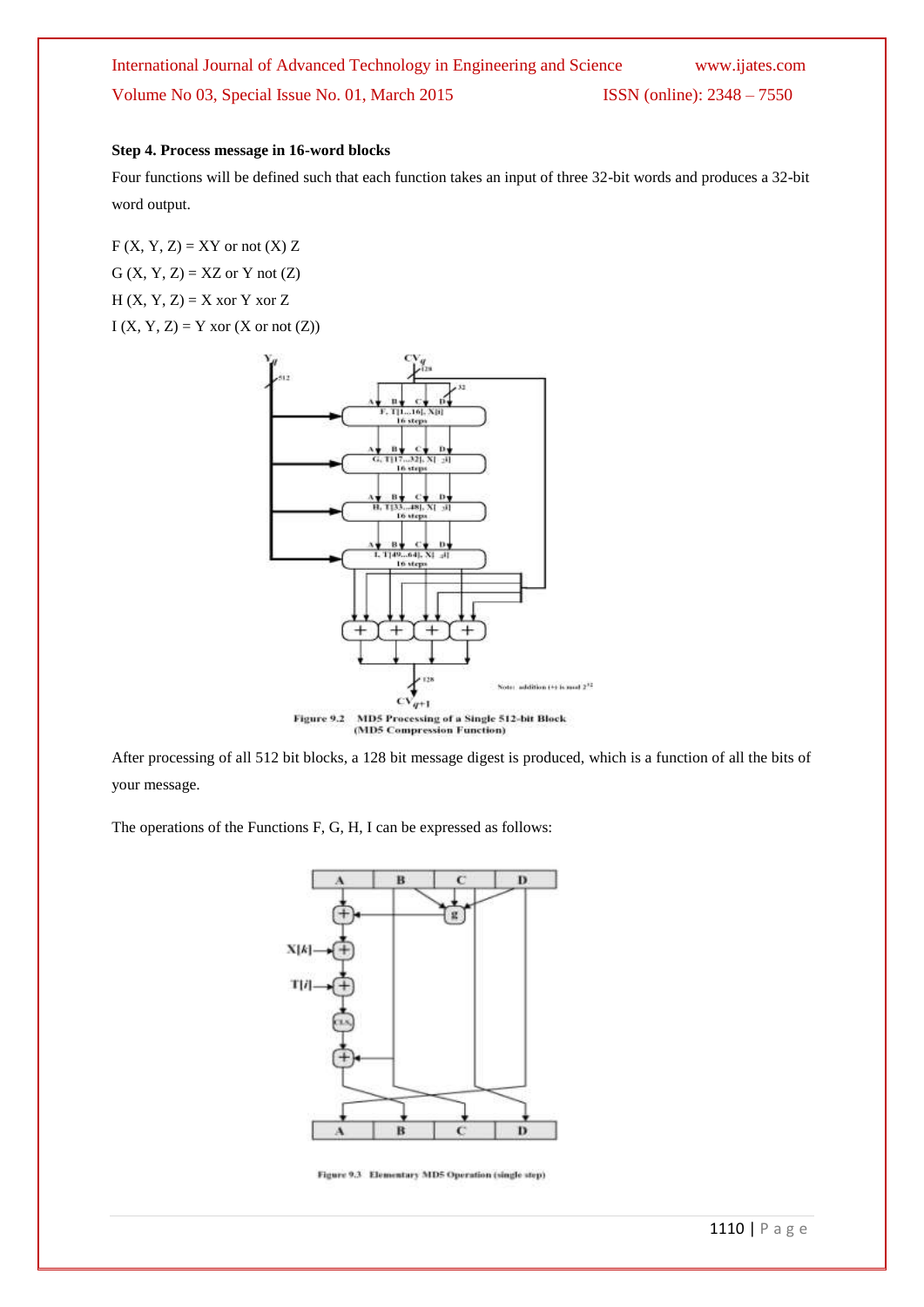**Step 4. Process message in 16-word blocks**

Four functions will be defined such that each function takes an input of three 32-bit words and produces a 32-bit word output.

F (X, Y, Z) = XY or not (X) Z

G (X, Y, Z) = XZ or Y not (Z)

H (X, Y, Z) = X xor Y xor Z

I (X, Y, Z) = Y xor (X or not (Z))

Figure 9.2 MD5 Processing of a Single 512-bit Block (MD5 Compression Function)

After processing of all 512 bit blocks, a 128 bit message digest is produced, which is a function of all the bits of your message.

The operations of the Functions F, G, H, I can be expressed as follows:

Figure 9.3 Elementary MD5 Operation (single step)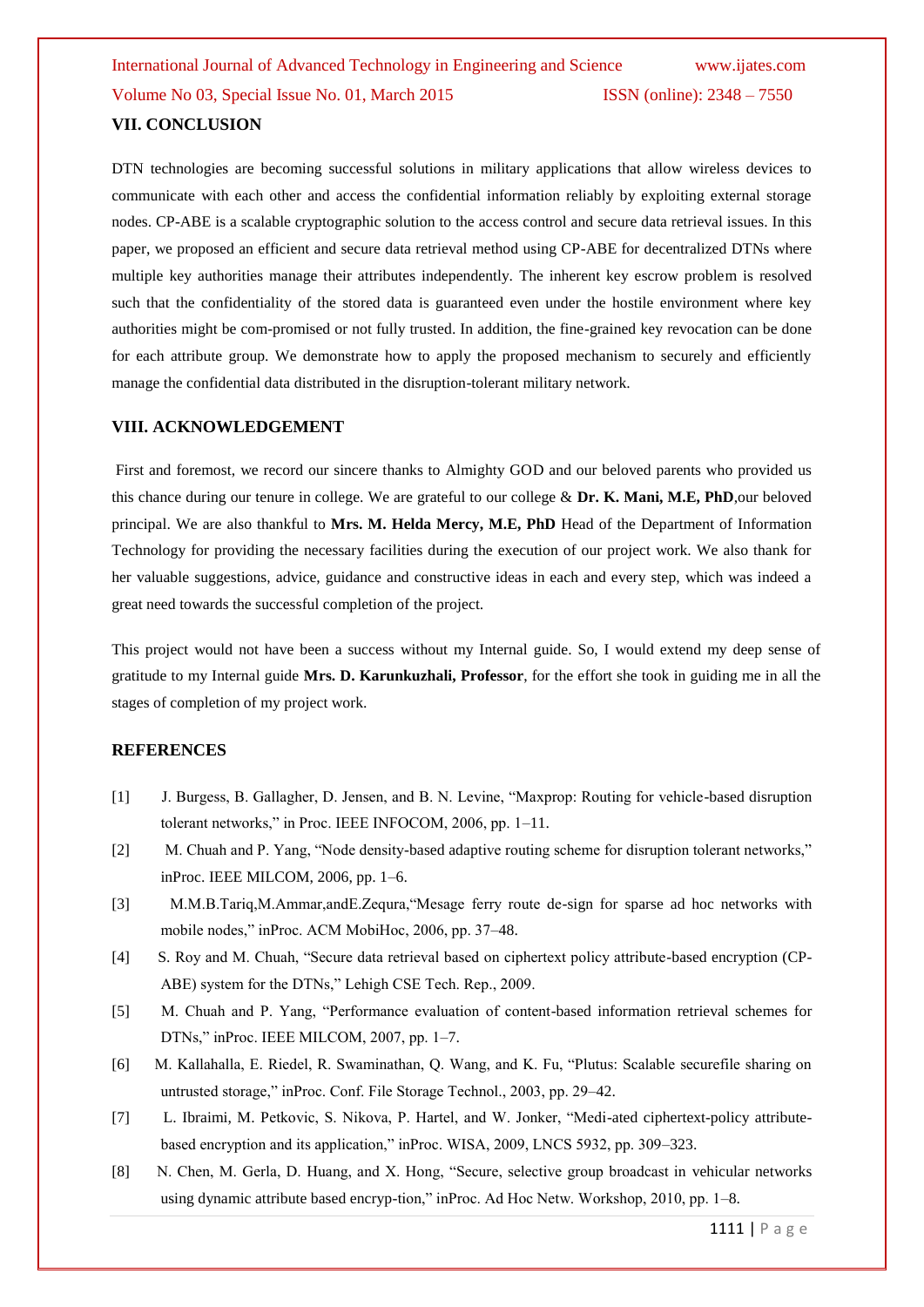## VII. CONCLUSION

DTN technologies are becoming successful solutions in military applications that allow wireless devices to communicate with each other and access the confidential information reliably by exploiting external storage nodes. CP-ABE is a scalable cryptographic solution to the access control and secure data retrieval issues. In this paper, we proposed an efficient and secure data retrieval method using CP-ABE for decentralized DTNs where multiple key authorities manage their attributes independently. The inherent key escrow problem is resolved such that the confidentiality of the stored data is guaranteed even under the hostile environment where key authorities might be com-promised or not fully trusted. In addition, the fine-grained key revocation can be done for each attribute group. We demonstrate how to apply the proposed mechanism to securely and efficiently manage the confidential data distributed in the disruption-tolerant military network.

## VIII. ACKNOWLEDGEMENT

First and foremost, we record our sincere thanks to Almighty GOD and our beloved parents who provided us this chance during our tenure in college. We are grateful to our college & **Dr. K. Mani, M.E, PhD**,our beloved principal. We are also thankful to **Mrs. M. Helda Mercy, M.E, PhD** Head of the Department of Information Technology for providing the necessary facilities during the execution of our project work. We also thank for her valuable suggestions, advice, guidance and constructive ideas in each and every step, which was indeed a great need towards the successful completion of the project.

This project would not have been a success without my Internal guide. So, I would extend my deep sense of gratitude to my Internal guide **Mrs. D. Karunkuzhali, Professor**, for the effort she took in guiding me in all the stages of completion of my project work.

## REFERENCES

[1] J. Burgess, B. Gallagher, D. Jensen, and B. N. Levine, "Maxprop: Routing for vehicle-based disruption tolerant networks," in Proc. IEEE INFOCOM, 2006, pp. 1–11.

[2] M. Chuah and P. Yang, "Node density-based adaptive routing scheme for disruption tolerant networks," inProc. IEEE MILCOM, 2006, pp. 1–6.

[3] M.M.B.Tariq,M.Ammar,andE.Zequra,"Mesage ferry route de-sign for sparse ad hoc networks with mobile nodes," inProc. ACM MobiHoc, 2006, pp. 37–48.

[4] S. Roy and M. Chuah, "Secure data retrieval based on ciphertext policy attribute-based encryption (CP-ABE) system for the DTNs," Lehigh CSE Tech. Rep., 2009.

[5] M. Chuah and P. Yang, "Performance evaluation of content-based information retrieval schemes for DTNs," inProc. IEEE MILCOM, 2007, pp. 1–7.

[6] M. Kallahalla, E. Riedel, R. Swaminathan, Q. Wang, and K. Fu, "Plutus: Scalable securefile sharing on untrusted storage," inProc. Conf. File Storage Technol., 2003, pp. 29–42.

[7] L. Ibraimi, M. Petkovic, S. Nikova, P. Hartel, and W. Jonker, "Medi-ated ciphertext-policy attribute-based encryption and its application," inProc. WISA, 2009, LNCS 5932, pp. 309–323.

[8] N. Chen, M. Gerla, D. Huang, and X. Hong, "Secure, selective group broadcast in vehicular networks using dynamic attribute based encryp-tion," inProc. Ad Hoc Netw. Workshop, 2010, pp. 1–8.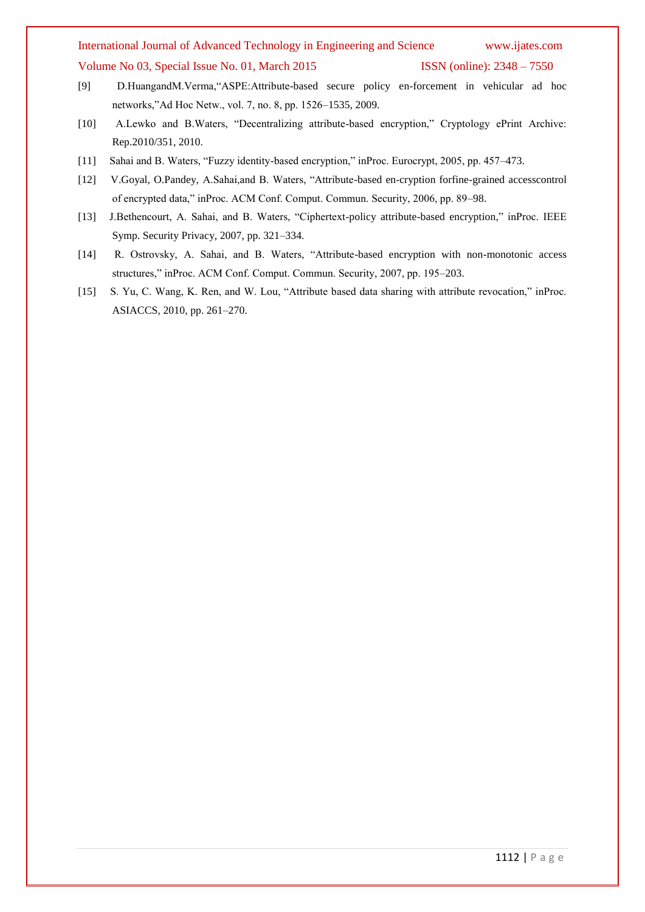[9] D.HuangandM.Verma,"ASPE:Attribute-based secure policy en-forcement in vehicular ad hoc networks,"Ad Hoc Netw., vol. 7, no. 8, pp. 1526–1535, 2009.

[10] A.Lewko and B.Waters, "Decentralizing attribute-based encryption," Cryptology ePrint Archive: Rep.2010/351, 2010.

[11] Sahai and B. Waters, "Fuzzy identity-based encryption," inProc. Eurocrypt, 2005, pp. 457–473.

[12] V.Goyal, O.Pandey, A.Sahai,and B. Waters, "Attribute-based en-cryption forfine-grained accesscontrol of encrypted data," inProc. ACM Conf. Comput. Commun. Security, 2006, pp. 89–98.

[13] J.Bethencourt, A. Sahai, and B. Waters, "Ciphertext-policy attribute-based encryption," inProc. IEEE Symp. Security Privacy, 2007, pp. 321–334.

[14] R. Ostrovsky, A. Sahai, and B. Waters, "Attribute-based encryption with non-monotonic access structures," inProc. ACM Conf. Comput. Commun. Security, 2007, pp. 195–203.

[15] S. Yu, C. Wang, K. Ren, and W. Lou, "Attribute based data sharing with attribute revocation," inProc. ASIACCS, 2010, pp. 261–270.